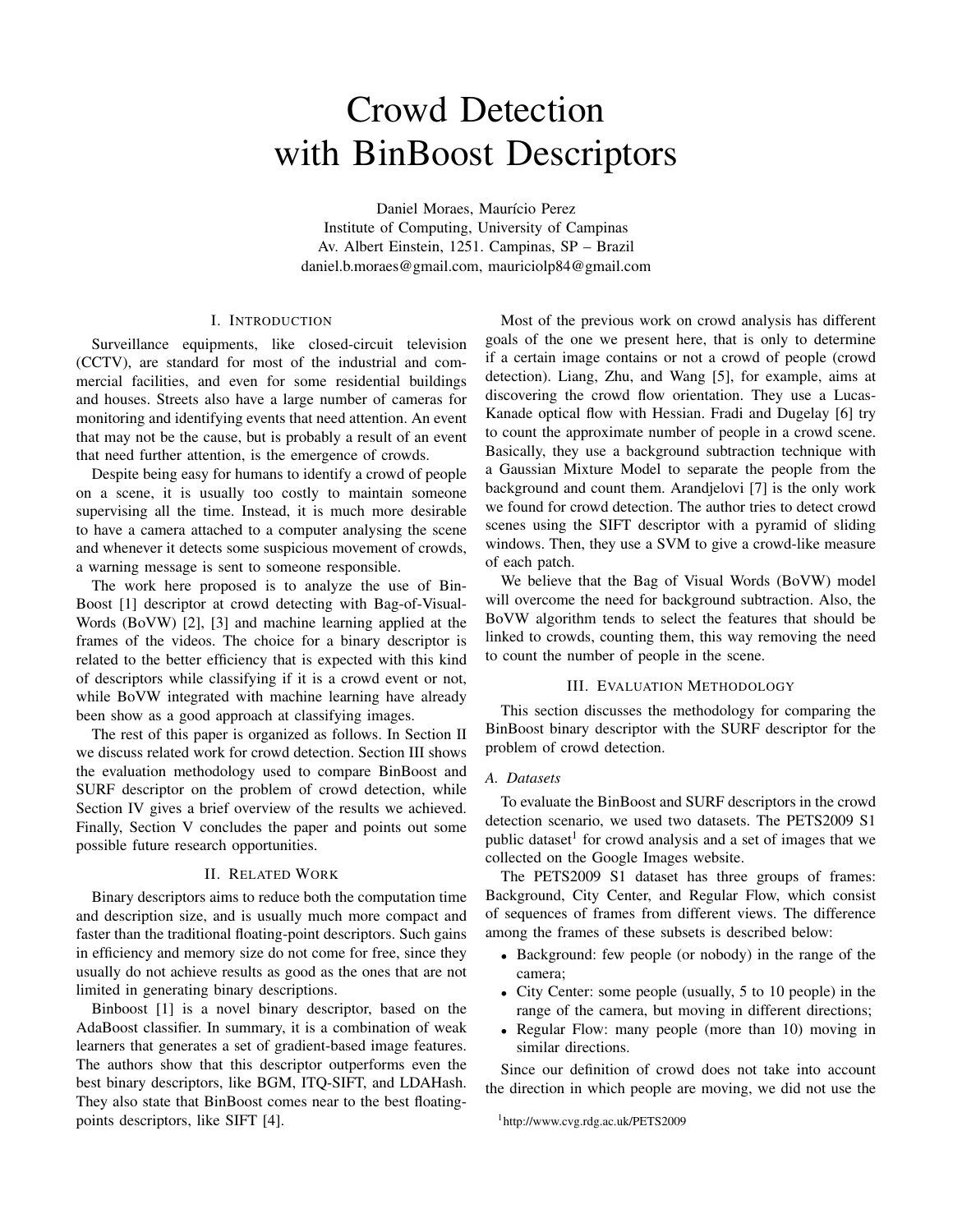# Crowd Detection with BinBoost Descriptors

Daniel Moraes, Maurício Perez
Institute of Computing, University of Campinas
Av. Albert Einstein, 1251. Campinas, SP – Brazil
daniel.b.moraes@gmail.com, mauriciolp84@gmail.com

## I. Introduction

Surveillance equipments, like closed-circuit television (CCTV), are standard for most of the industrial and commercial facilities, and even for some residential buildings and houses. Streets also have a large number of cameras for monitoring and identifying events that need attention. An event that may not be the cause, but is probably a result of an event that need further attention, is the emergence of crowds.

Despite being easy for humans to identify a crowd of people on a scene, it is usually too costly to maintain someone supervising all the time. Instead, it is much more desirable to have a camera attached to a computer analysing the scene and whenever it detects some suspicious movement of crowds, a warning message is sent to someone responsible.

The work here proposed is to analyze the use of BinBoost [1] descriptor at crowd detecting with Bag-of-Visual-Words (BoVW) [2], [3] and machine learning applied at the frames of the videos. The choice for a binary descriptor is related to the better efficiency that is expected with this kind of descriptors while classifying if it is a crowd event or not, while BoVW integrated with machine learning have already been show as a good approach at classifying images.

The rest of this paper is organized as follows. In Section II we discuss related work for crowd detection. Section III shows the evaluation methodology used to compare BinBoost and SURF descriptor on the problem of crowd detection, while Section IV gives a brief overview of the results we achieved. Finally, Section V concludes the paper and points out some possible future research opportunities.

## II. Related Work

Binary descriptors aims to reduce both the computation time and description size, and is usually much more compact and faster than the traditional floating-point descriptors. Such gains in efficiency and memory size do not come for free, since they usually do not achieve results as good as the ones that are not limited in generating binary descriptions.

Binboost [1] is a novel binary descriptor, based on the AdaBoost classifier. In summary, it is a combination of weak learners that generates a set of gradient-based image features. The authors show that this descriptor outperforms even the best binary descriptors, like BGM, ITQ-SIFT, and LDAHash. They also state that BinBoost comes near to the best floating-points descriptors, like SIFT [4].

Most of the previous work on crowd analysis has different goals of the one we present here, that is only to determine if a certain image contains or not a crowd of people (crowd detection). Liang, Zhu, and Wang [5], for example, aims at discovering the crowd flow orientation. They use a Lucas-Kanade optical flow with Hessian. Fradi and Dugelay [6] try to count the approximate number of people in a crowd scene. Basically, they use a background subtraction technique with a Gaussian Mixture Model to separate the people from the background and count them. Arandjelovi [7] is the only work we found for crowd detection. The author tries to detect crowd scenes using the SIFT descriptor with a pyramid of sliding windows. Then, they use a SVM to give a crowd-like measure of each patch.

We believe that the Bag of Visual Words (BoVW) model will overcome the need for background subtraction. Also, the BoVW algorithm tends to select the features that should be linked to crowds, counting them, this way removing the need to count the number of people in the scene.

## III. Evaluation Methodology

This section discusses the methodology for comparing the BinBoost binary descriptor with the SURF descriptor for the problem of crowd detection.

### A. Datasets

To evaluate the BinBoost and SURF descriptors in the crowd detection scenario, we used two datasets. The PETS2009 S1 public dataset[1] for crowd analysis and a set of images that we collected on the Google Images website.

The PETS2009 S1 dataset has three groups of frames: Background, City Center, and Regular Flow, which consist of sequences of frames from different views. The difference among the frames of these subsets is described below:

- Background: few people (or nobody) in the range of the camera;
- City Center: some people (usually, 5 to 10 people) in the range of the camera, but moving in different directions;
- Regular Flow: many people (more than 10) moving in similar directions.

Since our definition of crowd does not take into account the direction in which people are moving, we did not use the

[1] http://www.cvg.rdg.ac.uk/PETS2009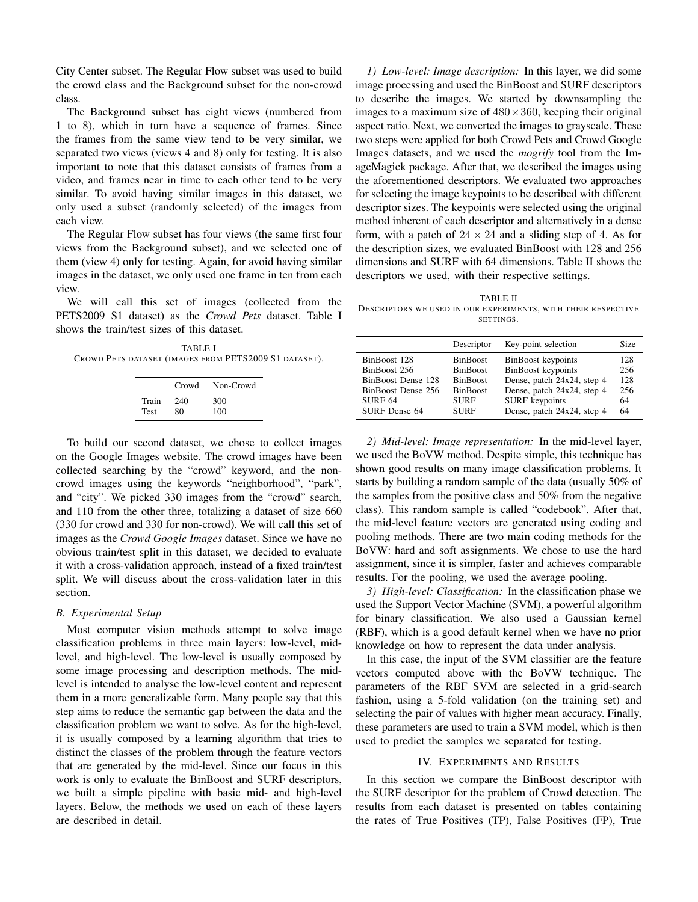City Center subset. The Regular Flow subset was used to build the crowd class and the Background subset for the non-crowd class.

The Background subset has eight views (numbered from 1 to 8), which in turn have a sequence of frames. Since the frames from the same view tend to be very similar, we separated two views (views 4 and 8) only for testing. It is also important to note that this dataset consists of frames from a video, and frames near in time to each other tend to be very similar. To avoid having similar images in this dataset, we only used a subset (randomly selected) of the images from each view.

The Regular Flow subset has four views (the same first four views from the Background subset), and we selected one of them (view 4) only for testing. Again, for avoid having similar images in the dataset, we only used one frame in ten from each view.

We will call this set of images (collected from the PETS2009 S1 dataset) as the *Crowd Pets* dataset. Table I shows the train/test sizes of this dataset.

TABLE I
CROWD PETS DATASET (IMAGES FROM PETS2009 S1 DATASET).

| | Crowd | Non-Crowd |
|---|---|---|
| Train | 240 | 300 |
| Test | 80 | 100 |

To build our second dataset, we chose to collect images on the Google Images website. The crowd images have been collected searching by the "crowd" keyword, and the non-crowd images using the keywords "neighborhood", "park", and "city". We picked 330 images from the "crowd" search, and 110 from the other three, totalizing a dataset of size 660 (330 for crowd and 330 for non-crowd). We will call this set of images as the *Crowd Google Images* dataset. Since we have no obvious train/test split in this dataset, we decided to evaluate it with a cross-validation approach, instead of a fixed train/test split. We will discuss about the cross-validation later in this section.

### B. Experimental Setup

Most computer vision methods attempt to solve image classification problems in three main layers: low-level, mid-level, and high-level. The low-level is usually composed by some image processing and description methods. The mid-level is intended to analyse the low-level content and represent them in a more generalizable form. Many people say that this step aims to reduce the semantic gap between the data and the classification problem we want to solve. As for the high-level, it is usually composed by a learning algorithm that tries to distinct the classes of the problem through the feature vectors that are generated by the mid-level. Since our focus in this work is only to evaluate the BinBoost and SURF descriptors, we built a simple pipeline with basic mid- and high-level layers. Below, the methods we used on each of these layers are described in detail.

*1) Low-level: Image description:* In this layer, we did some image processing and used the BinBoost and SURF descriptors to describe the images. We started by downsampling the images to a maximum size of $480 \times 360$, keeping their original aspect ratio. Next, we converted the images to grayscale. These two steps were applied for both Crowd Pets and Crowd Google Images datasets, and we used the *mogrify* tool from the ImageMagick package. After that, we described the images using the aforementioned descriptors. We evaluated two approaches for selecting the image keypoints to be described with different descriptor sizes. The keypoints were selected using the original method inherent of each descriptor and alternatively in a dense form, with a patch of $24 \times 24$ and a sliding step of 4. As for the description sizes, we evaluated BinBoost with 128 and 256 dimensions and SURF with 64 dimensions. Table II shows the descriptors we used, with their respective settings.

TABLE II
DESCRIPTORS WE USED IN OUR EXPERIMENTS, WITH THEIR RESPECTIVE SETTINGS.

| | Descriptor | Key-point selection | Size |
|---|---|---|---|
| BinBoost 128 | BinBoost | BinBoost keypoints | 128 |
| BinBoost 256 | BinBoost | BinBoost keypoints | 256 |
| BinBoost Dense 128 | BinBoost | Dense, patch 24x24, step 4 | 128 |
| BinBoost Dense 256 | BinBoost | Dense, patch 24x24, step 4 | 256 |
| SURF 64 | SURF | SURF keypoints | 64 |
| SURF Dense 64 | SURF | Dense, patch 24x24, step 4 | 64 |

*2) Mid-level: Image representation:* In the mid-level layer, we used the BoVW method. Despite simple, this technique has shown good results on many image classification problems. It starts by building a random sample of the data (usually 50% of the samples from the positive class and 50% from the negative class). This random sample is called "codebook". After that, the mid-level feature vectors are generated using coding and pooling methods. There are two main coding methods for the BoVW: hard and soft assignments. We chose to use the hard assignment, since it is simpler, faster and achieves comparable results. For the pooling, we used the average pooling.

*3) High-level: Classification:* In the classification phase we used the Support Vector Machine (SVM), a powerful algorithm for binary classification. We also used a Gaussian kernel (RBF), which is a good default kernel when we have no prior knowledge on how to represent the data under analysis.

In this case, the input of the SVM classifier are the feature vectors computed above with the BoVW technique. The parameters of the RBF SVM are selected in a grid-search fashion, using a 5-fold validation (on the training set) and selecting the pair of values with higher mean accuracy. Finally, these parameters are used to train a SVM model, which is then used to predict the samples we separated for testing.

## IV. EXPERIMENTS AND RESULTS

In this section we compare the BinBoost descriptor with the SURF descriptor for the problem of Crowd detection. The results from each dataset is presented on tables containing the rates of True Positives (TP), False Positives (FP), True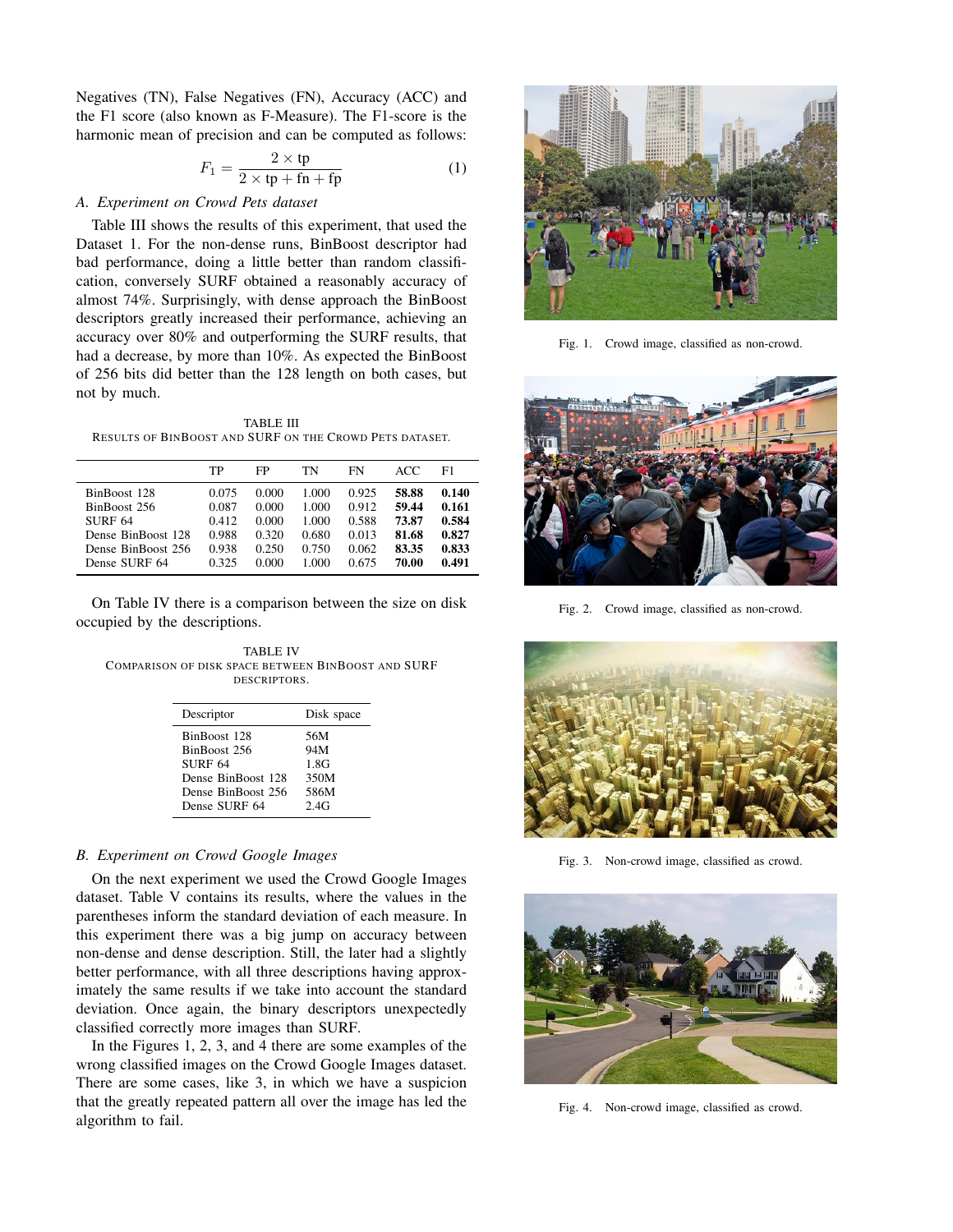Negatives (TN), False Negatives (FN), Accuracy (ACC) and the F1 score (also known as F-Measure). The F1-score is the harmonic mean of precision and can be computed as follows:

$$F_1 = \frac{2 \times \mathrm{tp}}{2 \times \mathrm{tp} + \mathrm{fn} + \mathrm{fp}} \tag{1}$$

### A. Experiment on Crowd Pets dataset

Table III shows the results of this experiment, that used the Dataset 1. For the non-dense runs, BinBoost descriptor had bad performance, doing a little better than random classification, conversely SURF obtained a reasonably accuracy of almost 74%. Surprisingly, with dense approach the BinBoost descriptors greatly increased their performance, achieving an accuracy over 80% and outperforming the SURF results, that had a decrease, by more than 10%. As expected the BinBoost of 256 bits did better than the 128 length on both cases, but not by much.

TABLE III
RESULTS OF BINBOOST AND SURF ON THE CROWD PETS DATASET.

| | TP | FP | TN | FN | ACC | F1 |
|---|---|---|---|---|---|---|
| BinBoost 128 | 0.075 | 0.000 | 1.000 | 0.925 | **58.88** | **0.140** |
| BinBoost 256 | 0.087 | 0.000 | 1.000 | 0.912 | **59.44** | **0.161** |
| SURF 64 | 0.412 | 0.000 | 1.000 | 0.588 | **73.87** | **0.584** |
| Dense BinBoost 128 | 0.988 | 0.320 | 0.680 | 0.013 | **81.68** | **0.827** |
| Dense BinBoost 256 | 0.938 | 0.250 | 0.750 | 0.062 | **83.35** | **0.833** |
| Dense SURF 64 | 0.325 | 0.000 | 1.000 | 0.675 | **70.00** | **0.491** |

On Table IV there is a comparison between the size on disk occupied by the descriptions.

TABLE IV
COMPARISON OF DISK SPACE BETWEEN BINBOOST AND SURF DESCRIPTORS.

| Descriptor | Disk space |
|---|---|
| BinBoost 128 | 56M |
| BinBoost 256 | 94M |
| SURF 64 | 1.8G |
| Dense BinBoost 128 | 350M |
| Dense BinBoost 256 | 586M |
| Dense SURF 64 | 2.4G |

### B. Experiment on Crowd Google Images

On the next experiment we used the Crowd Google Images dataset. Table V contains its results, where the values in the parentheses inform the standard deviation of each measure. In this experiment there was a big jump on accuracy between non-dense and dense description. Still, the later had a slightly better performance, with all three descriptions having approximately the same results if we take into account the standard deviation. Once again, the binary descriptors unexpectedly classified correctly more images than SURF.

In the Figures 1, 2, 3, and 4 there are some examples of the wrong classified images on the Crowd Google Images dataset. There are some cases, like 3, in which we have a suspicion that the greatly repeated pattern all over the image has led the algorithm to fail.

Fig. 1. Crowd image, classified as non-crowd.

Fig. 2. Crowd image, classified as non-crowd.

Fig. 3. Non-crowd image, classified as crowd.

Fig. 4. Non-crowd image, classified as crowd.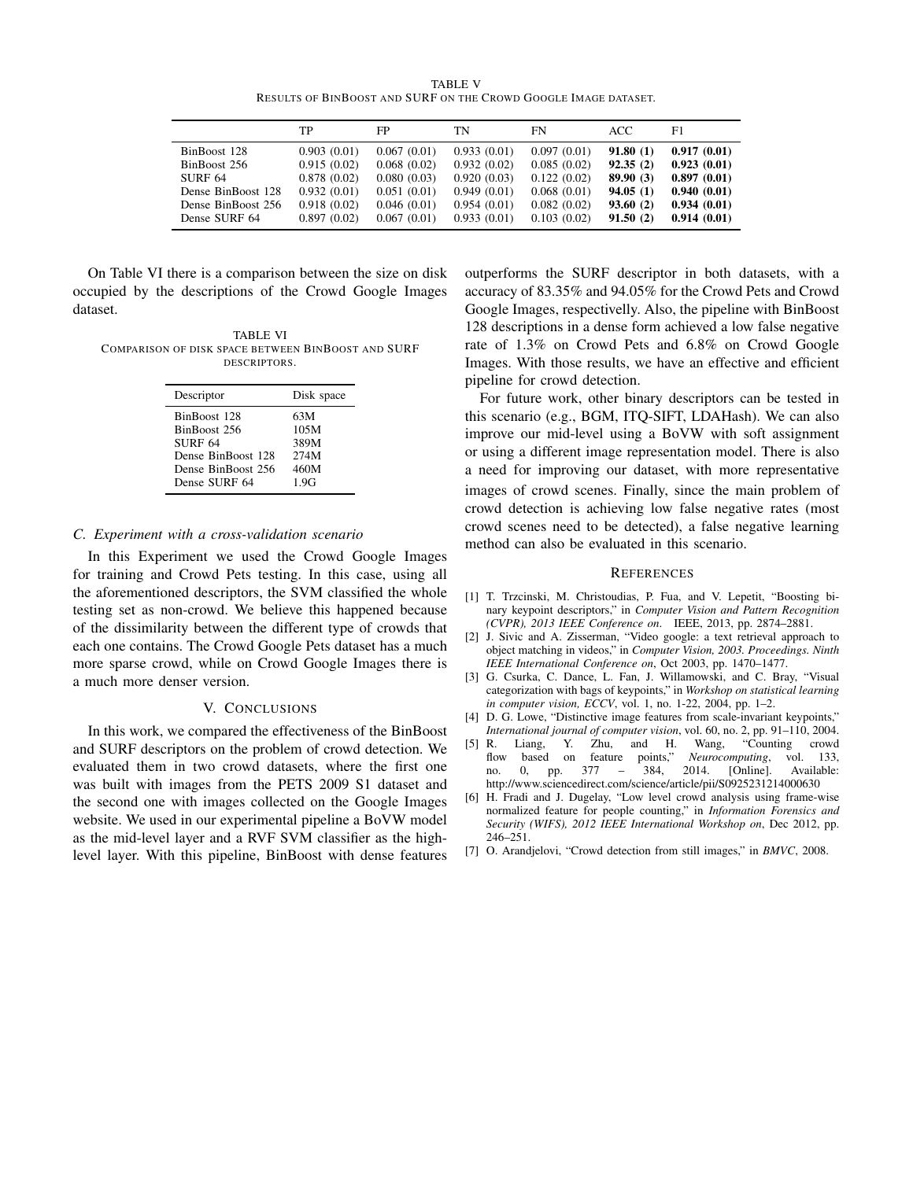TABLE V
RESULTS OF BINBOOST AND SURF ON THE CROWD GOOGLE IMAGE DATASET.

| | TP | FP | TN | FN | ACC | F1 |
|---|---|---|---|---|---|---|
| BinBoost 128 | 0.903 (0.01) | 0.067 (0.01) | 0.933 (0.01) | 0.097 (0.01) | **91.80 (1)** | **0.917 (0.01)** |
| BinBoost 256 | 0.915 (0.02) | 0.068 (0.02) | 0.932 (0.02) | 0.085 (0.02) | **92.35 (2)** | **0.923 (0.01)** |
| SURF 64 | 0.878 (0.02) | 0.080 (0.03) | 0.920 (0.03) | 0.122 (0.02) | **89.90 (3)** | **0.897 (0.01)** |
| Dense BinBoost 128 | 0.932 (0.01) | 0.051 (0.01) | 0.949 (0.01) | 0.068 (0.01) | **94.05 (1)** | **0.940 (0.01)** |
| Dense BinBoost 256 | 0.918 (0.02) | 0.046 (0.01) | 0.954 (0.01) | 0.082 (0.02) | **93.60 (2)** | **0.934 (0.01)** |
| Dense SURF 64 | 0.897 (0.02) | 0.067 (0.01) | 0.933 (0.01) | 0.103 (0.02) | **91.50 (2)** | **0.914 (0.01)** |

On Table VI there is a comparison between the size on disk occupied by the descriptions of the Crowd Google Images dataset.

TABLE VI
COMPARISON OF DISK SPACE BETWEEN BINBOOST AND SURF DESCRIPTORS.

| Descriptor | Disk space |
|---|---|
| BinBoost 128 | 63M |
| BinBoost 256 | 105M |
| SURF 64 | 389M |
| Dense BinBoost 128 | 274M |
| Dense BinBoost 256 | 460M |
| Dense SURF 64 | 1.9G |

### C. Experiment with a cross-validation scenario

In this Experiment we used the Crowd Google Images for training and Crowd Pets testing. In this case, using all the aforementioned descriptors, the SVM classified the whole testing set as non-crowd. We believe this happened because of the dissimilarity between the different type of crowds that each one contains. The Crowd Google Pets dataset has a much more sparse crowd, while on Crowd Google Images there is a much more denser version.

## V. CONCLUSIONS

In this work, we compared the effectiveness of the BinBoost and SURF descriptors on the problem of crowd detection. We evaluated them in two crowd datasets, where the first one was built with images from the PETS 2009 S1 dataset and the second one with images collected on the Google Images website. We used in our experimental pipeline a BoVW model as the mid-level layer and a RVF SVM classifier as the high-level layer. With this pipeline, BinBoost with dense features outperforms the SURF descriptor in both datasets, with a accuracy of 83.35% and 94.05% for the Crowd Pets and Crowd Google Images, respectivelly. Also, the pipeline with BinBoost 128 descriptions in a dense form achieved a low false negative rate of 1.3% on Crowd Pets and 6.8% on Crowd Google Images. With those results, we have an effective and efficient pipeline for crowd detection.

For future work, other binary descriptors can be tested in this scenario (e.g., BGM, ITQ-SIFT, LDAHash). We can also improve our mid-level using a BoVW with soft assignment or using a different image representation model. There is also a need for improving our dataset, with more representative images of crowd scenes. Finally, since the main problem of crowd detection is achieving low false negative rates (most crowd scenes need to be detected), a false negative learning method can also be evaluated in this scenario.

## REFERENCES

[1] T. Trzcinski, M. Christoudias, P. Fua, and V. Lepetit, "Boosting binary keypoint descriptors," in *Computer Vision and Pattern Recognition (CVPR), 2013 IEEE Conference on*. IEEE, 2013, pp. 2874–2881.

[2] J. Sivic and A. Zisserman, "Video google: a text retrieval approach to object matching in videos," in *Computer Vision, 2003. Proceedings. Ninth IEEE International Conference on*, Oct 2003, pp. 1470–1477.

[3] G. Csurka, C. Dance, L. Fan, J. Willamowski, and C. Bray, "Visual categorization with bags of keypoints," in *Workshop on statistical learning in computer vision, ECCV*, vol. 1, no. 1-22, 2004, pp. 1–2.

[4] D. G. Lowe, "Distinctive image features from scale-invariant keypoints," *International journal of computer vision*, vol. 60, no. 2, pp. 91–110, 2004.

[5] R. Liang, Y. Zhu, and H. Wang, "Counting crowd flow based on feature points," *Neurocomputing*, vol. 133, no. 0, pp. 377 – 384, 2014. [Online]. Available: http://www.sciencedirect.com/science/article/pii/S0925231214000630

[6] H. Fradi and J. Dugelay, "Low level crowd analysis using frame-wise normalized feature for people counting," in *Information Forensics and Security (WIFS), 2012 IEEE International Workshop on*, Dec 2012, pp. 246–251.

[7] O. Arandjelovi, "Crowd detection from still images," in *BMVC*, 2008.